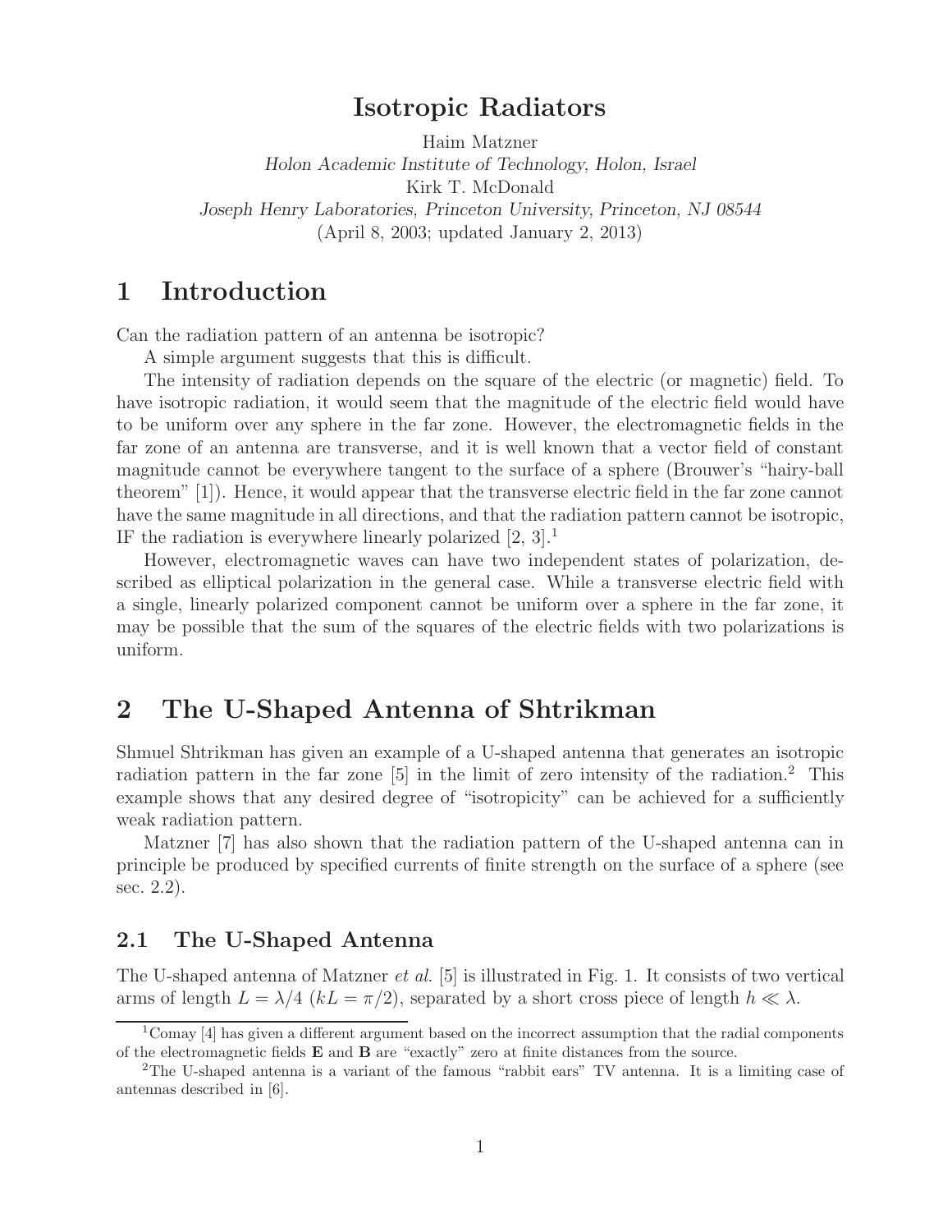# Isotropic Radiators

Haim Matzner
*Holon Academic Institute of Technology, Holon, Israel*
Kirk T. McDonald
*Joseph Henry Laboratories, Princeton University, Princeton, NJ 08544*
(April 8, 2003; updated January 2, 2013)

## 1 Introduction

Can the radiation pattern of an antenna be isotropic?

A simple argument suggests that this is difficult.

The intensity of radiation depends on the square of the electric (or magnetic) field. To have isotropic radiation, it would seem that the magnitude of the electric field would have to be uniform over any sphere in the far zone. However, the electromagnetic fields in the far zone of an antenna are transverse, and it is well known that a vector field of constant magnitude cannot be everywhere tangent to the surface of a sphere (Brouwer's "hairy-ball theorem" [1]). Hence, it would appear that the transverse electric field in the far zone cannot have the same magnitude in all directions, and that the radiation pattern cannot be isotropic, IF the radiation is everywhere linearly polarized [2, 3].[1]

However, electromagnetic waves can have two independent states of polarization, described as elliptical polarization in the general case. While a transverse electric field with a single, linearly polarized component cannot be uniform over a sphere in the far zone, it may be possible that the sum of the squares of the electric fields with two polarizations is uniform.

## 2 The U-Shaped Antenna of Shtrikman

Shmuel Shtrikman has given an example of a U-shaped antenna that generates an isotropic radiation pattern in the far zone [5] in the limit of zero intensity of the radiation.[2] This example shows that any desired degree of "isotropicity" can be achieved for a sufficiently weak radiation pattern.

Matzner [7] has also shown that the radiation pattern of the U-shaped antenna can in principle be produced by specified currents of finite strength on the surface of a sphere (see sec. 2.2).

### 2.1 The U-Shaped Antenna

The U-shaped antenna of Matzner *et al.* [5] is illustrated in Fig. 1. It consists of two vertical arms of length $L = \lambda/4$ ($kL = \pi/2$), separated by a short cross piece of length $h \ll \lambda$.

[1] Comay [4] has given a different argument based on the incorrect assumption that the radial components of the electromagnetic fields **E** and **B** are "exactly" zero at finite distances from the source.

[2] The U-shaped antenna is a variant of the famous "rabbit ears" TV antenna. It is a limiting case of antennas described in [6].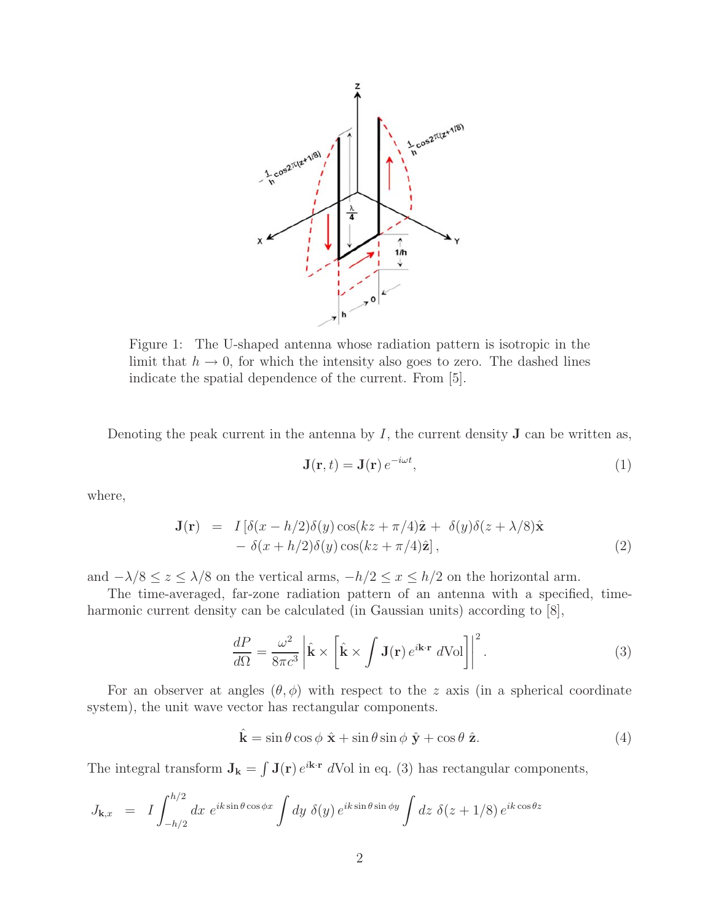Figure 1: The U-shaped antenna whose radiation pattern is isotropic in the limit that $h \to 0$, for which the intensity also goes to zero. The dashed lines indicate the spatial dependence of the current. From [5].

Denoting the peak current in the antenna by $I$, the current density $\mathbf{J}$ can be written as,

$$\mathbf{J}(\mathbf{r}, t) = \mathbf{J}(\mathbf{r})\, e^{-i\omega t}, \tag{1}$$

where,

$$\begin{aligned} \mathbf{J}(\mathbf{r}) \;&=\; I\,[\delta(x - h/2)\delta(y)\cos(kz + \pi/4)\hat{\mathbf{z}} + \;\delta(y)\delta(z + \lambda/8)\hat{\mathbf{x}} \\ &\quad -\; \delta(x + h/2)\delta(y)\cos(kz + \pi/4)\hat{\mathbf{z}}]\,, \end{aligned} \tag{2}$$

and $-\lambda/8 \le z \le \lambda/8$ on the vertical arms, $-h/2 \le x \le h/2$ on the horizontal arm.

The time-averaged, far-zone radiation pattern of an antenna with a specified, time-harmonic current density can be calculated (in Gaussian units) according to [8],

$$\frac{dP}{d\Omega} = \frac{\omega^2}{8\pi c^3}\left|\hat{\mathbf{k}} \times \left[\hat{\mathbf{k}} \times \int \mathbf{J}(\mathbf{r})\, e^{i\mathbf{k}\cdot\mathbf{r}}\; d\mathrm{Vol}\right]\right|^2. \tag{3}$$

For an observer at angles $(\theta, \phi)$ with respect to the $z$ axis (in a spherical coordinate system), the unit wave vector has rectangular components.

$$\hat{\mathbf{k}} = \sin\theta\cos\phi\;\hat{\mathbf{x}} + \sin\theta\sin\phi\;\hat{\mathbf{y}} + \cos\theta\;\hat{\mathbf{z}}. \tag{4}$$

The integral transform $\mathbf{J}_{\mathbf{k}} = \int \mathbf{J}(\mathbf{r})\, e^{i\mathbf{k}\cdot\mathbf{r}}\; d\mathrm{Vol}$ in eq. (3) has rectangular components,

$$J_{\mathbf{k},x} \;=\; I\int_{-h/2}^{h/2} dx\; e^{ik\sin\theta\cos\phi x} \int dy\; \delta(y)\, e^{ik\sin\theta\sin\phi y} \int dz\; \delta(z + 1/8)\, e^{ik\cos\theta z}$$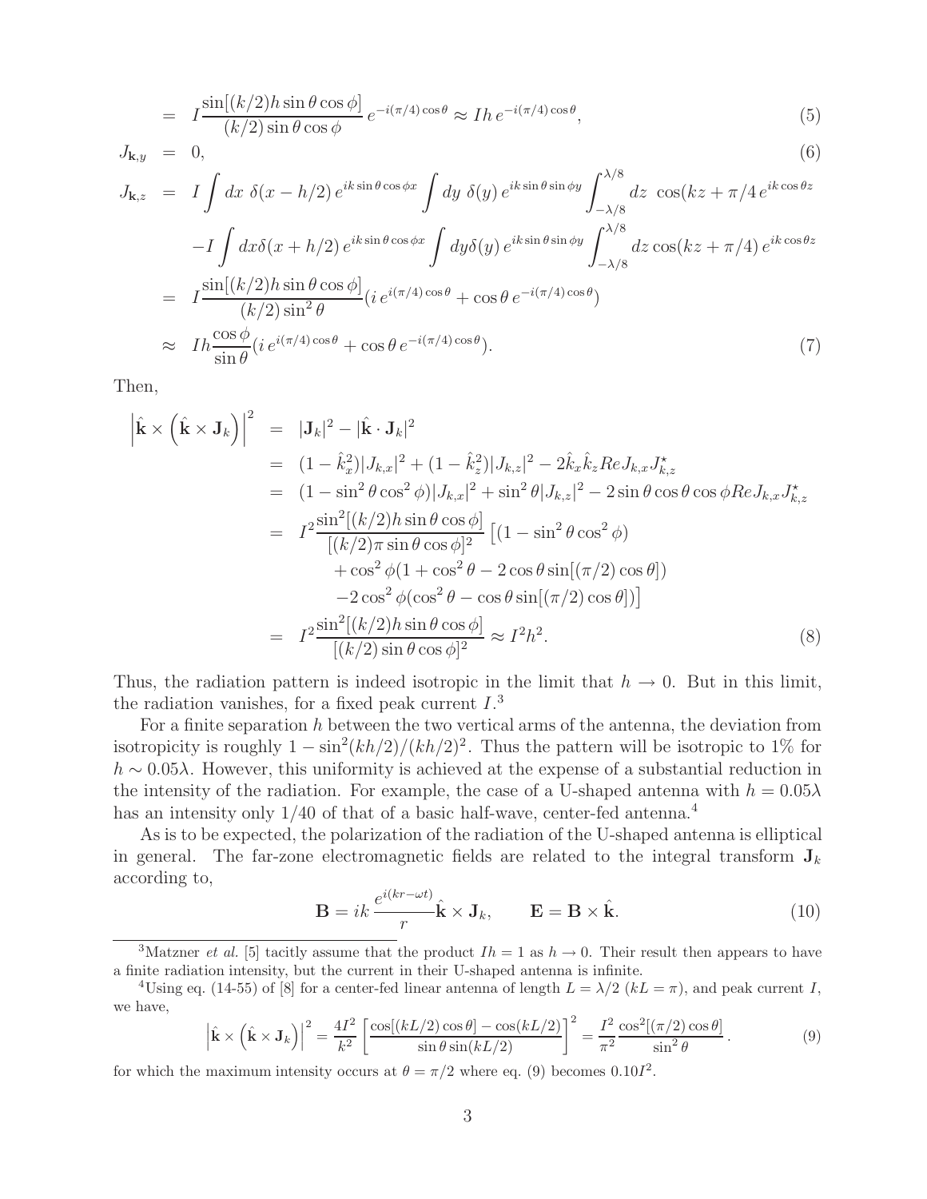$$= I\frac{\sin[(k/2)h\sin\theta\cos\phi]}{(k/2)\sin\theta\cos\phi}\, e^{-i(\pi/4)\cos\theta} \approx Ih\, e^{-i(\pi/4)\cos\theta}, \tag{5}$$

$$J_{\mathbf{k},y} = 0, \tag{6}$$

$$\begin{aligned}
J_{\mathbf{k},z} &= I\int dx\ \delta(x-h/2)\, e^{ik\sin\theta\cos\phi x}\int dy\ \delta(y)\, e^{ik\sin\theta\sin\phi y}\int_{-\lambda/8}^{\lambda/8} dz\ \cos(kz+\pi/4\, e^{ik\cos\theta z} \\
&\quad -I\int dx\delta(x+h/2)\, e^{ik\sin\theta\cos\phi x}\int dy\delta(y)\, e^{ik\sin\theta\sin\phi y}\int_{-\lambda/8}^{\lambda/8} dz\cos(kz+\pi/4)\, e^{ik\cos\theta z} \\
&= I\frac{\sin[(k/2)h\sin\theta\cos\phi]}{(k/2)\sin^2\theta}(i\, e^{i(\pi/4)\cos\theta}+\cos\theta\, e^{-i(\pi/4)\cos\theta}) \\
&\approx Ih\frac{\cos\phi}{\sin\theta}(i\, e^{i(\pi/4)\cos\theta}+\cos\theta\, e^{-i(\pi/4)\cos\theta}).
\end{aligned} \tag{7}$$

Then,

$$\begin{aligned}
\left|\hat{\mathbf{k}}\times\left(\hat{\mathbf{k}}\times\mathbf{J}_k\right)\right|^2 &= |\mathbf{J}_k|^2-|\hat{\mathbf{k}}\cdot\mathbf{J}_k|^2 \\
&= (1-\hat{k}_x^2)|J_{k,x}|^2+(1-\hat{k}_z^2)|J_{k,z}|^2-2\hat{k}_x\hat{k}_z Re J_{k,x}J_{k,z}^\star \\
&= (1-\sin^2\theta\cos^2\phi)|J_{k,x}|^2+\sin^2\theta|J_{k,z}|^2-2\sin\theta\cos\theta\cos\phi Re J_{k,x}J_{k,z}^\star \\
&= I^2\frac{\sin^2[(k/2)h\sin\theta\cos\phi]}{[(k/2)\pi\sin\theta\cos\phi]^2}\big[(1-\sin^2\theta\cos^2\phi) \\
&\qquad +\cos^2\phi(1+\cos^2\theta-2\cos\theta\sin[(\pi/2)\cos\theta]) \\
&\qquad -2\cos^2\phi(\cos^2\theta-\cos\theta\sin[(\pi/2)\cos\theta])\big] \\
&= I^2\frac{\sin^2[(k/2)h\sin\theta\cos\phi]}{[(k/2)\sin\theta\cos\phi]^2}\approx I^2h^2.
\end{aligned} \tag{8}$$

Thus, the radiation pattern is indeed isotropic in the limit that $h\to 0$. But in this limit, the radiation vanishes, for a fixed peak current $I$.[3]

For a finite separation $h$ between the two vertical arms of the antenna, the deviation from isotropicity is roughly $1-\sin^2(kh/2)/(kh/2)^2$. Thus the pattern will be isotropic to 1% for $h\sim 0.05\lambda$. However, this uniformity is achieved at the expense of a substantial reduction in the intensity of the radiation. For example, the case of a U-shaped antenna with $h = 0.05\lambda$ has an intensity only 1/40 of that of a basic half-wave, center-fed antenna.[4]

As is to be expected, the polarization of the radiation of the U-shaped antenna is elliptical in general. The far-zone electromagnetic fields are related to the integral transform $\mathbf{J}_k$ according to,

$$\mathbf{B} = ik\,\frac{e^{i(kr-\omega t)}}{r}\hat{\mathbf{k}}\times\mathbf{J}_k, \qquad \mathbf{E}=\mathbf{B}\times\hat{\mathbf{k}}. \tag{10}$$

---

[3] Matzner *et al.* [5] tacitly assume that the product $Ih = 1$ as $h\to 0$. Their result then appears to have a finite radiation intensity, but the current in their U-shaped antenna is infinite.

[4] Using eq. (14-55) of [8] for a center-fed linear antenna of length $L=\lambda/2$ ($kL=\pi$), and peak current $I$, we have,

$$\left|\hat{\mathbf{k}}\times\left(\hat{\mathbf{k}}\times\mathbf{J}_k\right)\right|^2 = \frac{4I^2}{k^2}\left[\frac{\cos[(kL/2)\cos\theta]-\cos(kL/2)}{\sin\theta\sin(kL/2)}\right]^2 = \frac{I^2}{\pi^2}\frac{\cos^2[(\pi/2)\cos\theta]}{\sin^2\theta}. \tag{9}$$

for which the maximum intensity occurs at $\theta=\pi/2$ where eq. (9) becomes $0.10I^2$.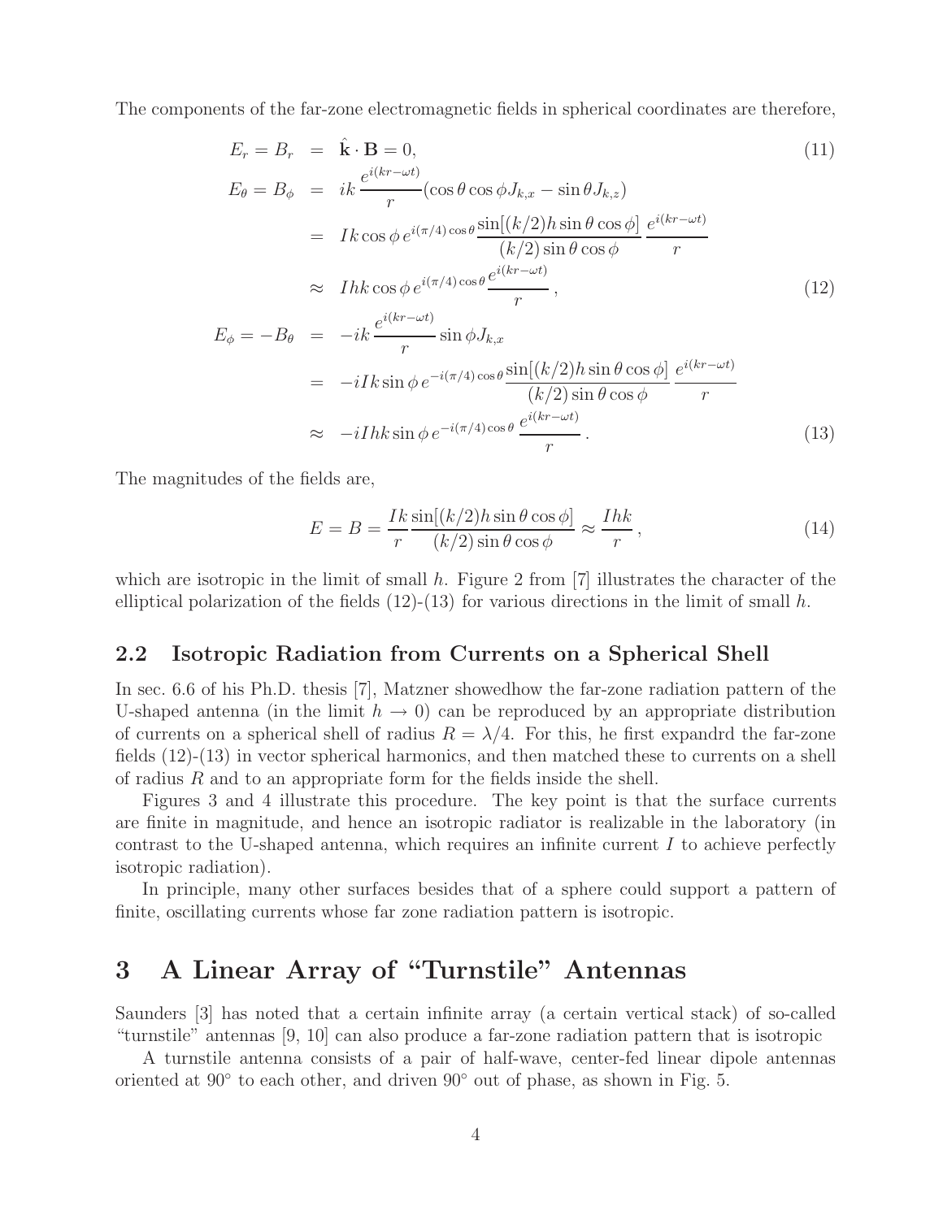The components of the far-zone electromagnetic fields in spherical coordinates are therefore,

$$E_r = B_r = \hat{\mathbf{k}} \cdot \mathbf{B} = 0, \tag{11}$$

$$\begin{aligned} E_\theta = B_\phi &= ik \frac{e^{i(kr-\omega t)}}{r} (\cos\theta \cos\phi J_{k,x} - \sin\theta J_{k,z}) \\ &= Ik \cos\phi \, e^{i(\pi/4)\cos\theta} \frac{\sin[(k/2)h \sin\theta \cos\phi]}{(k/2)\sin\theta\cos\phi} \frac{e^{i(kr-\omega t)}}{r} \\ &\approx Ihk \cos\phi \, e^{i(\pi/4)\cos\theta} \frac{e^{i(kr-\omega t)}}{r}, \end{aligned} \tag{12}$$

$$\begin{aligned} E_\phi = -B_\theta &= -ik \frac{e^{i(kr-\omega t)}}{r} \sin\phi J_{k,x} \\ &= -iIk \sin\phi \, e^{-i(\pi/4)\cos\theta} \frac{\sin[(k/2)h \sin\theta\cos\phi]}{(k/2)\sin\theta\cos\phi} \frac{e^{i(kr-\omega t)}}{r} \\ &\approx -iIhk \sin\phi \, e^{-i(\pi/4)\cos\theta} \frac{e^{i(kr-\omega t)}}{r}. \end{aligned} \tag{13}$$

The magnitudes of the fields are,

$$E = B = \frac{Ik}{r} \frac{\sin[(k/2)h \sin\theta\cos\phi]}{(k/2)\sin\theta\cos\phi} \approx \frac{Ihk}{r}, \tag{14}$$

which are isotropic in the limit of small $h$. Figure 2 from [7] illustrates the character of the elliptical polarization of the fields (12)-(13) for various directions in the limit of small $h$.

## 2.2 Isotropic Radiation from Currents on a Spherical Shell

In sec. 6.6 of his Ph.D. thesis [7], Matzner showedhow the far-zone radiation pattern of the U-shaped antenna (in the limit $h \to 0$) can be reproduced by an appropriate distribution of currents on a spherical shell of radius $R = \lambda/4$. For this, he first expandrd the far-zone fields (12)-(13) in vector spherical harmonics, and then matched these to currents on a shell of radius $R$ and to an appropriate form for the fields inside the shell.

Figures 3 and 4 illustrate this procedure. The key point is that the surface currents are finite in magnitude, and hence an isotropic radiator is realizable in the laboratory (in contrast to the U-shaped antenna, which requires an infinite current $I$ to achieve perfectly isotropic radiation).

In principle, many other surfaces besides that of a sphere could support a pattern of finite, oscillating currents whose far zone radiation pattern is isotropic.

# 3 A Linear Array of "Turnstile" Antennas

Saunders [3] has noted that a certain infinite array (a certain vertical stack) of so-called "turnstile" antennas [9, 10] can also produce a far-zone radiation pattern that is isotropic

A turnstile antenna consists of a pair of half-wave, center-fed linear dipole antennas oriented at 90° to each other, and driven 90° out of phase, as shown in Fig. 5.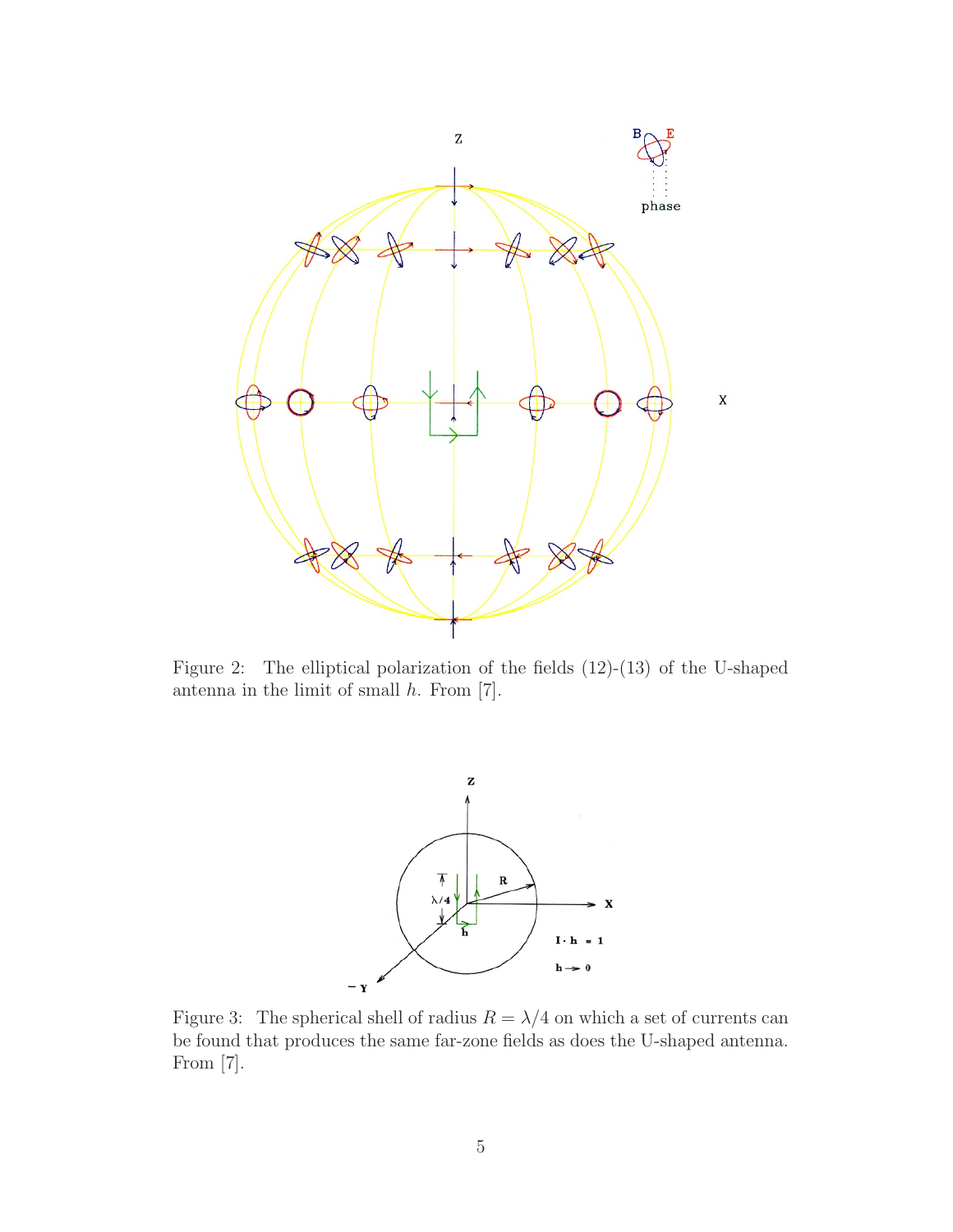Figure 2: The elliptical polarization of the fields (12)-(13) of the U-shaped antenna in the limit of small $h$. From [7].

Figure 3: The spherical shell of radius $R = \lambda/4$ on which a set of currents can be found that produces the same far-zone fields as does the U-shaped antenna. From [7].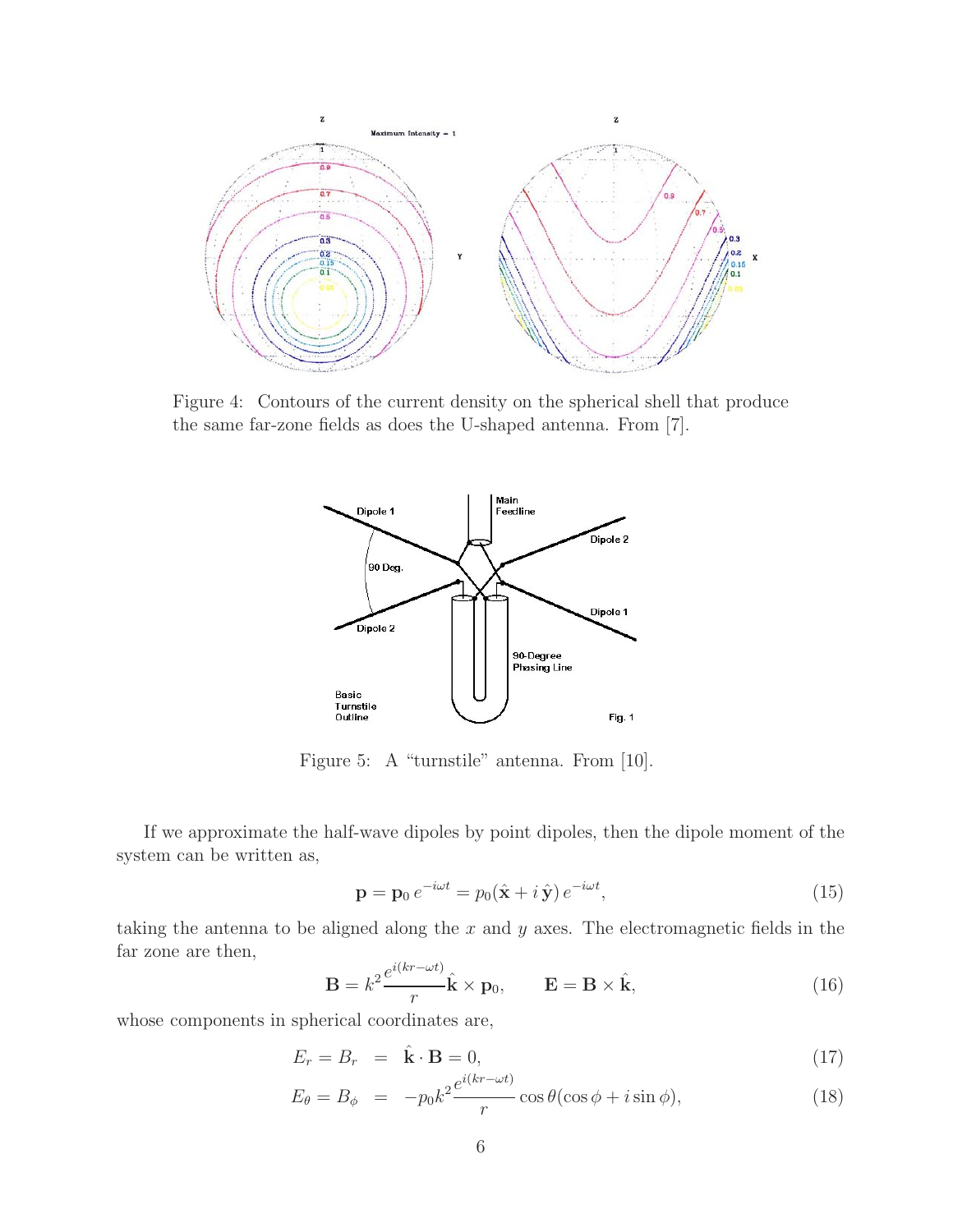Figure 4: Contours of the current density on the spherical shell that produce the same far-zone fields as does the U-shaped antenna. From [7].

Figure 5: A "turnstile" antenna. From [10].

If we approximate the half-wave dipoles by point dipoles, then the dipole moment of the system can be written as,

$$\mathbf{p} = \mathbf{p}_0\, e^{-i\omega t} = p_0(\hat{\mathbf{x}} + i\,\hat{\mathbf{y}})\, e^{-i\omega t}, \tag{15}$$

taking the antenna to be aligned along the $x$ and $y$ axes. The electromagnetic fields in the far zone are then,

$$\mathbf{B} = k^2 \frac{e^{i(kr-\omega t)}}{r} \hat{\mathbf{k}} \times \mathbf{p}_0, \qquad \mathbf{E} = \mathbf{B} \times \hat{\mathbf{k}}, \tag{16}$$

whose components in spherical coordinates are,

$$E_r = B_r \;=\; \hat{\mathbf{k}} \cdot \mathbf{B} = 0, \tag{17}$$

$$E_\theta = B_\phi \;=\; -p_0 k^2 \frac{e^{i(kr-\omega t)}}{r} \cos\theta(\cos\phi + i\sin\phi), \tag{18}$$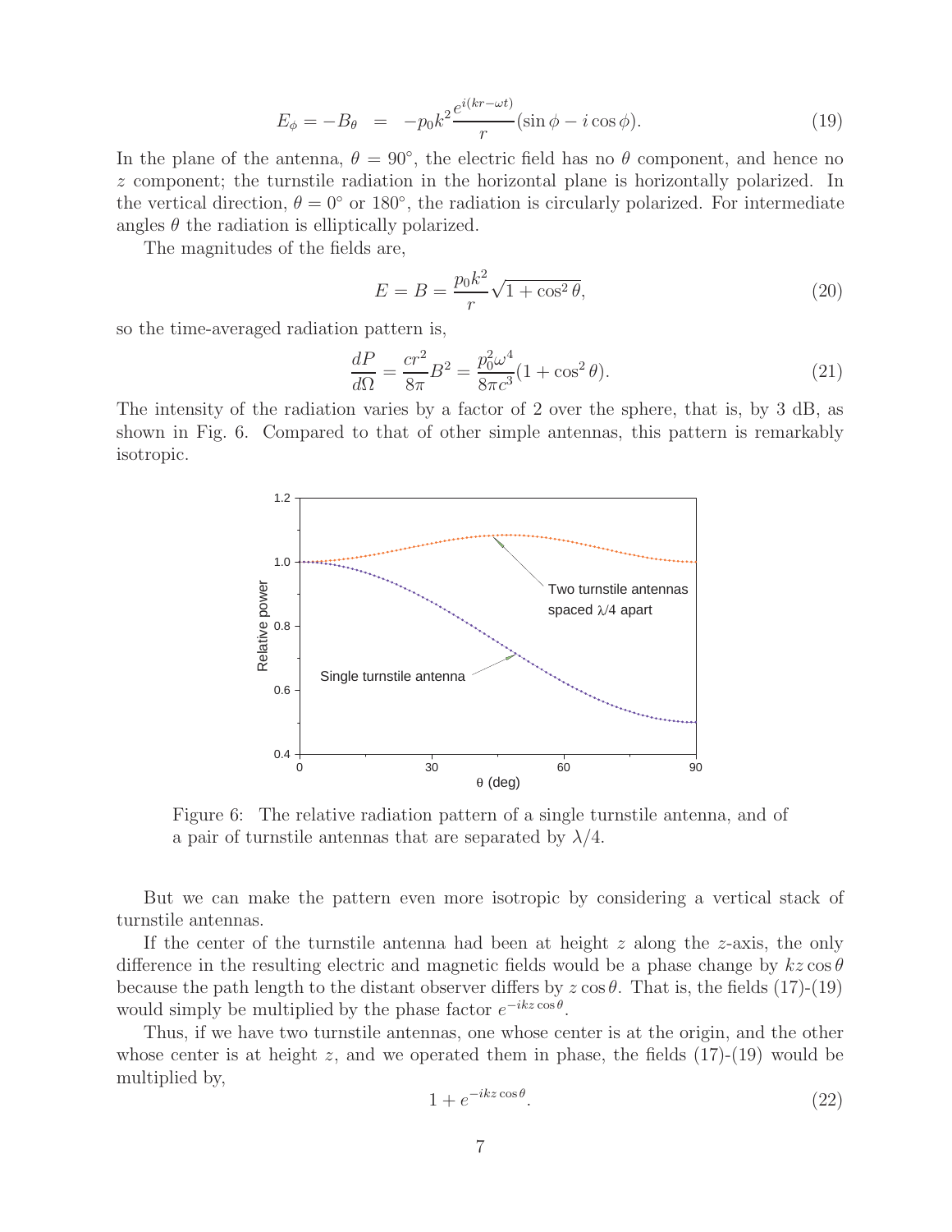$$E_\phi = -B_\theta \;=\; -p_0 k^2 \frac{e^{i(kr-\omega t)}}{r}(\sin\phi - i\cos\phi). \tag{19}$$

In the plane of the antenna, $\theta = 90^\circ$, the electric field has no $\theta$ component, and hence no $z$ component; the turnstile radiation in the horizontal plane is horizontally polarized. In the vertical direction, $\theta = 0^\circ$ or $180^\circ$, the radiation is circularly polarized. For intermediate angles $\theta$ the radiation is elliptically polarized.

The magnitudes of the fields are,

$$E = B = \frac{p_0 k^2}{r}\sqrt{1+\cos^2\theta}, \tag{20}$$

so the time-averaged radiation pattern is,

$$\frac{dP}{d\Omega} = \frac{cr^2}{8\pi}B^2 = \frac{p_0^2\omega^4}{8\pi c^3}(1+\cos^2\theta). \tag{21}$$

The intensity of the radiation varies by a factor of 2 over the sphere, that is, by 3 dB, as shown in Fig. 6. Compared to that of other simple antennas, this pattern is remarkably isotropic.

Figure 6: The relative radiation pattern of a single turnstile antenna, and of a pair of turnstile antennas that are separated by $\lambda/4$.

But we can make the pattern even more isotropic by considering a vertical stack of turnstile antennas.

If the center of the turnstile antenna had been at height $z$ along the $z$-axis, the only difference in the resulting electric and magnetic fields would be a phase change by $kz\cos\theta$ because the path length to the distant observer differs by $z\cos\theta$. That is, the fields (17)-(19) would simply be multiplied by the phase factor $e^{-ikz\cos\theta}$.

Thus, if we have two turnstile antennas, one whose center is at the origin, and the other whose center is at height $z$, and we operated them in phase, the fields (17)-(19) would be multiplied by,

$$1 + e^{-ikz\cos\theta}. \tag{22}$$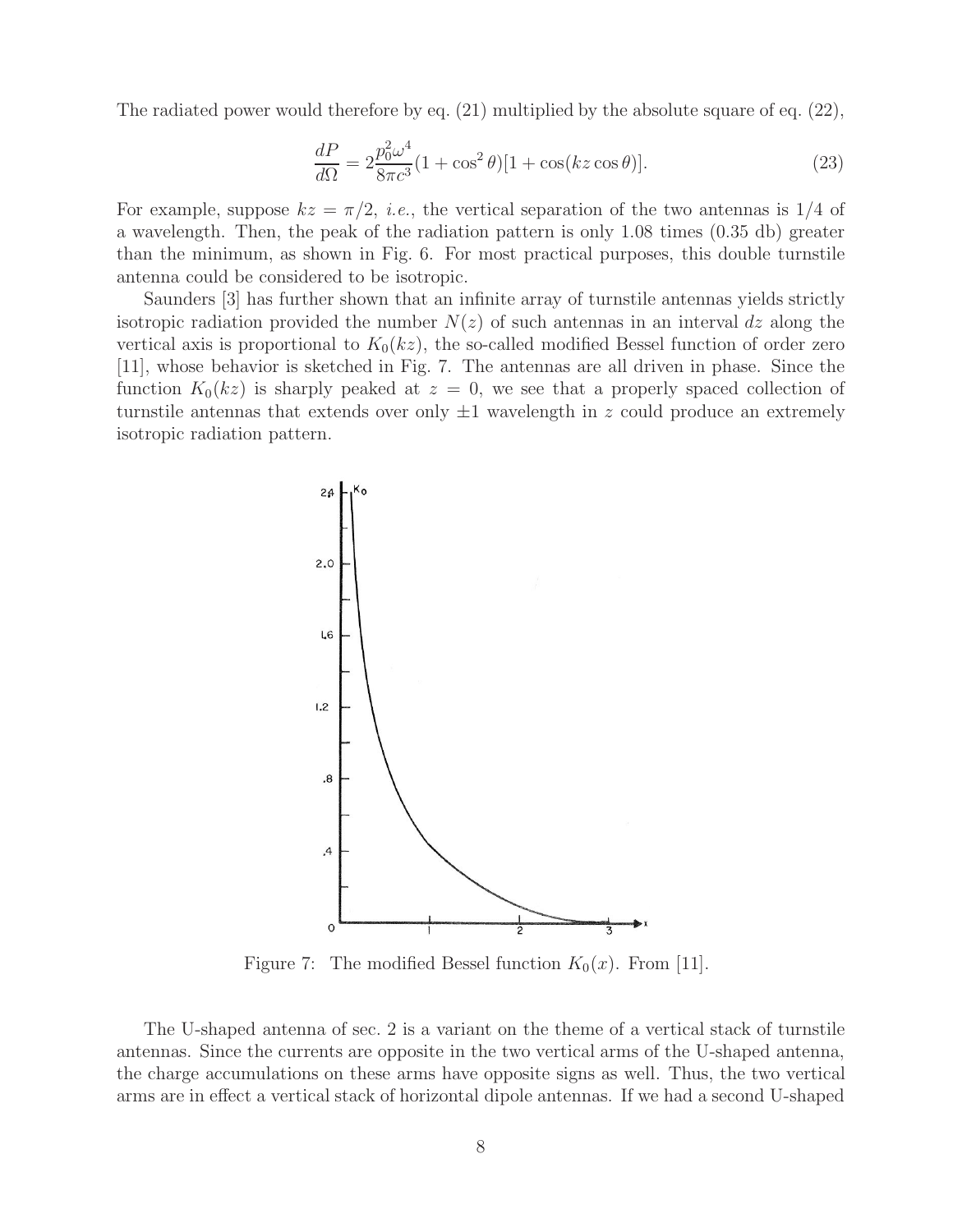The radiated power would therefore by eq. (21) multiplied by the absolute square of eq. (22),

$$\frac{dP}{d\Omega} = 2\frac{p_0^2\omega^4}{8\pi c^3}(1 + \cos^2\theta)[1 + \cos(kz\cos\theta)]. \tag{23}$$

For example, suppose $kz = \pi/2$, *i.e.*, the vertical separation of the two antennas is 1/4 of a wavelength. Then, the peak of the radiation pattern is only 1.08 times (0.35 db) greater than the minimum, as shown in Fig. 6. For most practical purposes, this double turnstile antenna could be considered to be isotropic.

Saunders [3] has further shown that an infinite array of turnstile antennas yields strictly isotropic radiation provided the number $N(z)$ of such antennas in an interval $dz$ along the vertical axis is proportional to $K_0(kz)$, the so-called modified Bessel function of order zero [11], whose behavior is sketched in Fig. 7. The antennas are all driven in phase. Since the function $K_0(kz)$ is sharply peaked at $z = 0$, we see that a properly spaced collection of turnstile antennas that extends over only $\pm 1$ wavelength in $z$ could produce an extremely isotropic radiation pattern.

Figure 7: The modified Bessel function $K_0(x)$. From [11].

The U-shaped antenna of sec. 2 is a variant on the theme of a vertical stack of turnstile antennas. Since the currents are opposite in the two vertical arms of the U-shaped antenna, the charge accumulations on these arms have opposite signs as well. Thus, the two vertical arms are in effect a vertical stack of horizontal dipole antennas. If we had a second U-shaped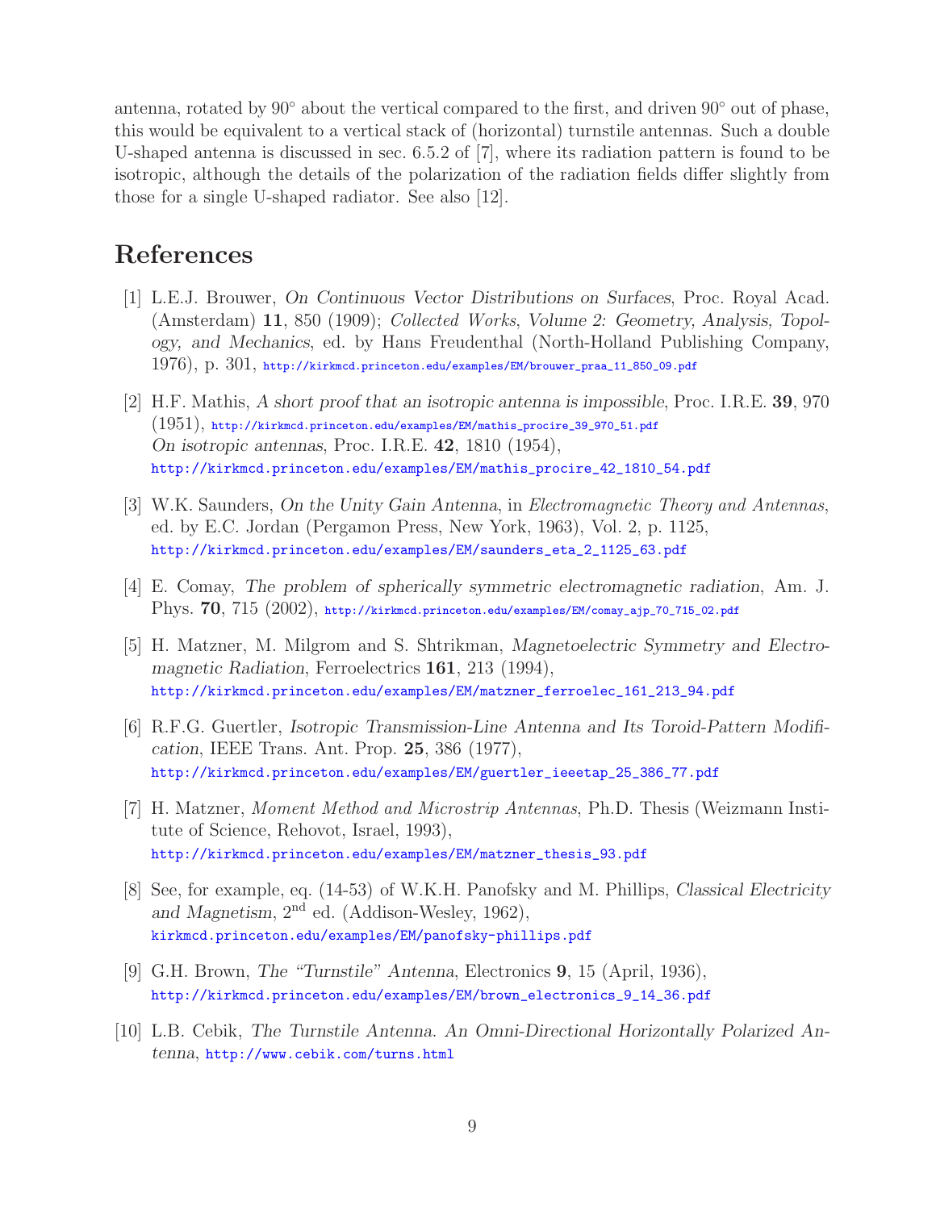antenna, rotated by 90° about the vertical compared to the first, and driven 90° out of phase, this would be equivalent to a vertical stack of (horizontal) turnstile antennas. Such a double U-shaped antenna is discussed in sec. 6.5.2 of [7], where its radiation pattern is found to be isotropic, although the details of the polarization of the radiation fields differ slightly from those for a single U-shaped radiator. See also [12].

## References

[1] L.E.J. Brouwer, *On Continuous Vector Distributions on Surfaces*, Proc. Royal Acad. (Amsterdam) **11**, 850 (1909); *Collected Works, Volume 2: Geometry, Analysis, Topology, and Mechanics*, ed. by Hans Freudenthal (North-Holland Publishing Company, 1976), p. 301, http://kirkmcd.princeton.edu/examples/EM/brouwer_praa_11_850_09.pdf

[2] H.F. Mathis, *A short proof that an isotropic antenna is impossible*, Proc. I.R.E. **39**, 970 (1951), http://kirkmcd.princeton.edu/examples/EM/mathis_procire_39_970_51.pdf
*On isotropic antennas*, Proc. I.R.E. **42**, 1810 (1954),
http://kirkmcd.princeton.edu/examples/EM/mathis_procire_42_1810_54.pdf

[3] W.K. Saunders, *On the Unity Gain Antenna*, in *Electromagnetic Theory and Antennas*, ed. by E.C. Jordan (Pergamon Press, New York, 1963), Vol. 2, p. 1125,
http://kirkmcd.princeton.edu/examples/EM/saunders_eta_2_1125_63.pdf

[4] E. Comay, *The problem of spherically symmetric electromagnetic radiation*, Am. J. Phys. **70**, 715 (2002), http://kirkmcd.princeton.edu/examples/EM/comay_ajp_70_715_02.pdf

[5] H. Matzner, M. Milgrom and S. Shtrikman, *Magnetoelectric Symmetry and Electromagnetic Radiation*, Ferroelectrics **161**, 213 (1994),
http://kirkmcd.princeton.edu/examples/EM/matzner_ferroelec_161_213_94.pdf

[6] R.F.G. Guertler, *Isotropic Transmission-Line Antenna and Its Toroid-Pattern Modification*, IEEE Trans. Ant. Prop. **25**, 386 (1977),
http://kirkmcd.princeton.edu/examples/EM/guertler_ieeetap_25_386_77.pdf

[7] H. Matzner, *Moment Method and Microstrip Antennas*, Ph.D. Thesis (Weizmann Institute of Science, Rehovot, Israel, 1993),
http://kirkmcd.princeton.edu/examples/EM/matzner_thesis_93.pdf

[8] See, for example, eq. (14-53) of W.K.H. Panofsky and M. Phillips, *Classical Electricity and Magnetism*, 2nd ed. (Addison-Wesley, 1962),
kirkmcd.princeton.edu/examples/EM/panofsky-phillips.pdf

[9] G.H. Brown, *The "Turnstile" Antenna*, Electronics **9**, 15 (April, 1936),
http://kirkmcd.princeton.edu/examples/EM/brown_electronics_9_14_36.pdf

[10] L.B. Cebik, *The Turnstile Antenna. An Omni-Directional Horizontally Polarized Antenna*, http://www.cebik.com/turns.html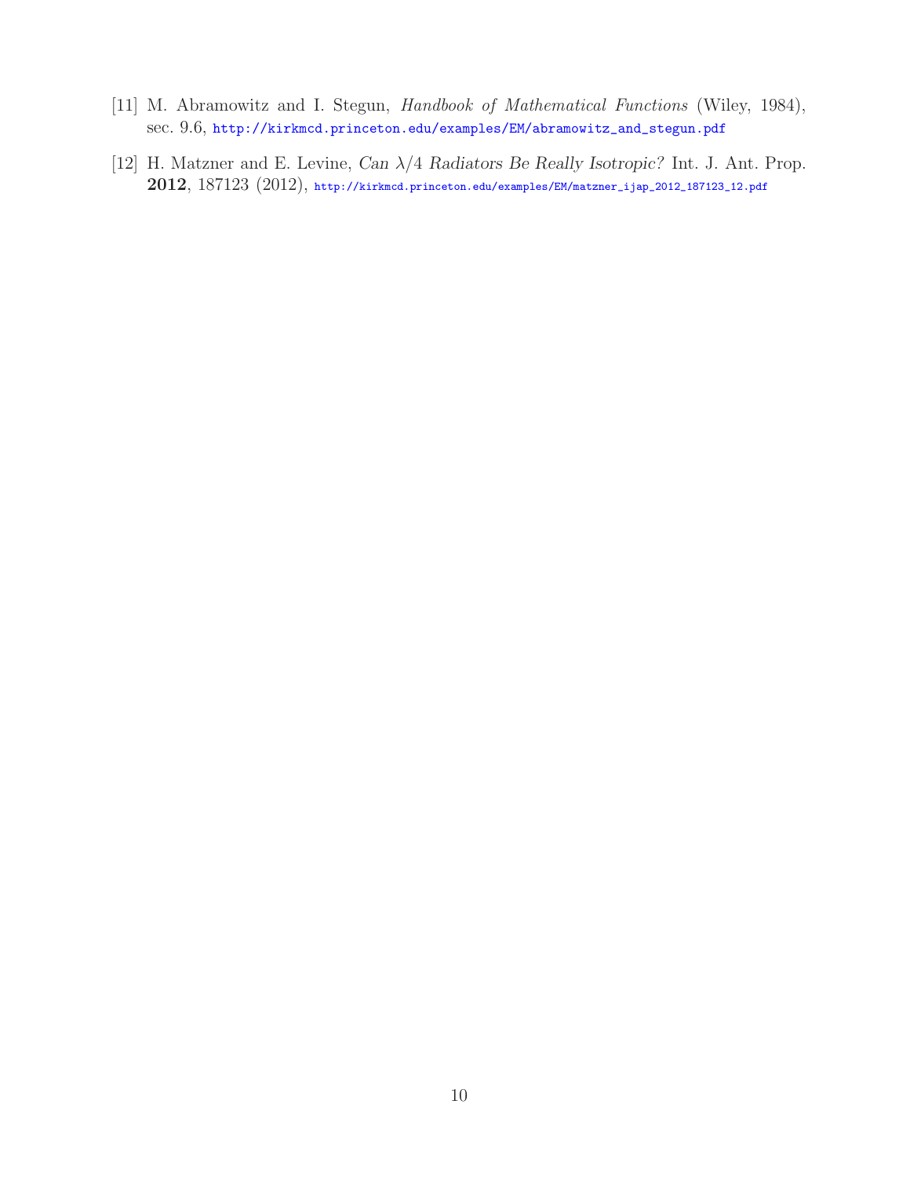[11] M. Abramowitz and I. Stegun, *Handbook of Mathematical Functions* (Wiley, 1984), sec. 9.6, http://kirkmcd.princeton.edu/examples/EM/abramowitz_and_stegun.pdf

[12] H. Matzner and E. Levine, *Can $\lambda/4$ Radiators Be Really Isotropic?* Int. J. Ant. Prop. **2012**, 187123 (2012), http://kirkmcd.princeton.edu/examples/EM/matzner_ijap_2012_187123_12.pdf